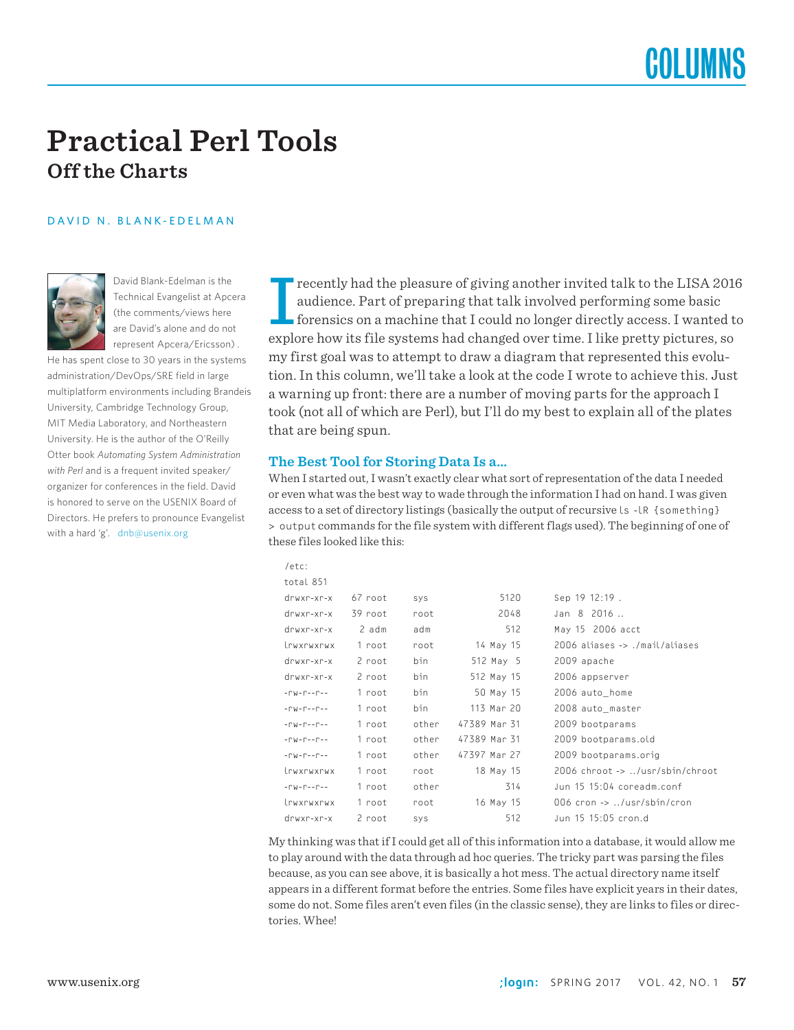# Practical Perl Tools

## Off the Charts

DAVID N. BLANK-EDELMAN

David Blank-Edelman is the Technical Evangelist at Apcera (the comments/views here are David's alone and do not represent Apcera/Ericsson) . He has spent close to 30 years in the systems administration/DevOps/SRE field in large multiplatform environments including Brandeis University, Cambridge Technology Group, MIT Media Laboratory, and Northeastern University. He is the author of the O'Reilly Otter book *Automating System Administration with Perl* and is a frequent invited speaker/organizer for conferences in the field. David is honored to serve on the USENIX Board of Directors. He prefers to pronounce Evangelist with a hard 'g'. dnb@usenix.org

I recently had the pleasure of giving another invited talk to the LISA 2016 audience. Part of preparing that talk involved performing some basic forensics on a machine that I could no longer directly access. I wanted to explore how its file systems had changed over time. I like pretty pictures, so my first goal was to attempt to draw a diagram that represented this evolution. In this column, we'll take a look at the code I wrote to achieve this. Just a warning up front: there are a number of moving parts for the approach I took (not all of which are Perl), but I'll do my best to explain all of the plates that are being spun.

### The Best Tool for Storing Data Is a...

When I started out, I wasn't exactly clear what sort of representation of the data I needed or even what was the best way to wade through the information I had on hand. I was given access to a set of directory listings (basically the output of recursive `ls -lR {something} > output` commands for the file system with different flags used). The beginning of one of these files looked like this:

```
/etc:
total 851
drwxr-xr-x   67 root     sys          5120       Sep 19 12:19 .
drwxr-xr-x   39 root     root         2048       Jan  8  2016 ..
drwxr-xr-x    2 adm      adm           512       May 15  2006 acct
lrwxrwxrwx    1 root     root           14 May 15    2006 aliases -> ./mail/aliases
drwxr-xr-x    2 root     bin           512 May  5    2009 apache
drwxr-xr-x    2 root     bin           512 May 15    2006 appserver
-rw-r--r--    1 root     bin            50 May 15    2006 auto_home
-rw-r--r--    1 root     bin           113 Mar 20    2008 auto_master
-rw-r--r--    1 root     other       47389 Mar 31    2009 bootparams
-rw-r--r--    1 root     other       47389 Mar 31    2009 bootparams.old
-rw-r--r--    1 root     other       47397 Mar 27    2009 bootparams.orig
lrwxrwxrwx    1 root     root           18 May 15    2006 chroot -> ../usr/sbin/chroot
-rw-r--r--    1 root     other         314       Jun 15 15:04 coreadm.conf
lrwxrwxrwx    1 root     root           16 May 15    006 cron -> ../usr/sbin/cron
drwxr-xr-x    2 root     sys           512       Jun 15 15:05 cron.d
```

My thinking was that if I could get all of this information into a database, it would allow me to play around with the data through ad hoc queries. The tricky part was parsing the files because, as you can see above, it is basically a hot mess. The actual directory name itself appears in a different format before the entries. Some files have explicit years in their dates, some do not. Some files aren't even files (in the classic sense), they are links to files or directories. Whee!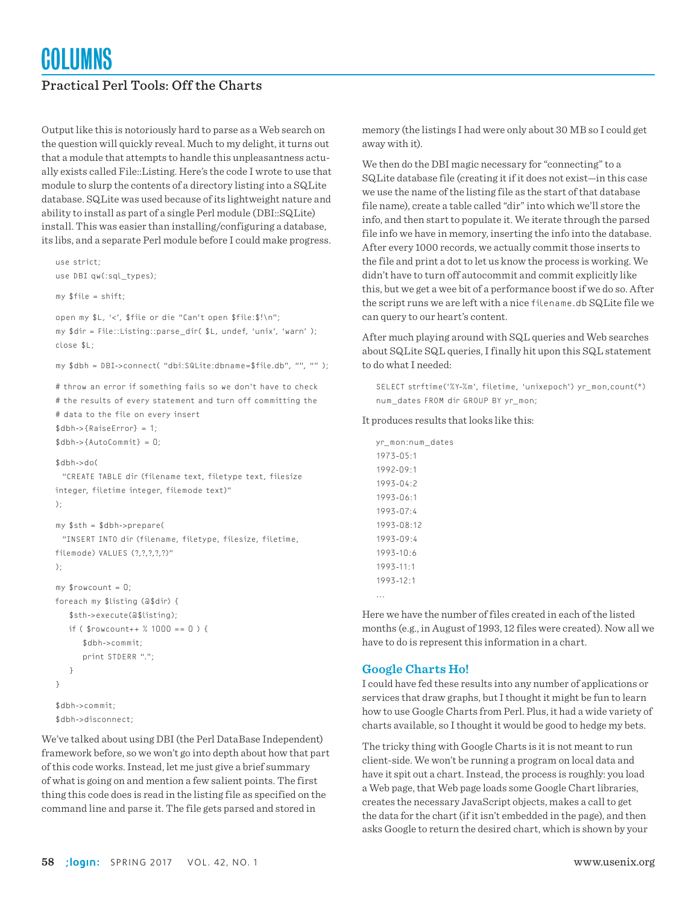Output like this is notoriously hard to parse as a Web search on the question will quickly reveal. Much to my delight, it turns out that a module that attempts to handle this unpleasantness actually exists called File::Listing. Here's the code I wrote to use that module to slurp the contents of a directory listing into a SQLite database. SQLite was used because of its lightweight nature and ability to install as part of a single Perl module (DBI::SQLite) install. This was easier than installing/configuring a database, its libs, and a separate Perl module before I could make progress.

```
use strict;
use DBI qw(:sql_types);

my $file = shift;

open my $L, '<', $file or die "Can't open $file:$!\n";
my $dir = File::Listing::parse_dir( $L, undef, 'unix', 'warn' );
close $L;

my $dbh = DBI->connect( "dbi:SQLite:dbname=$file.db", "", "" );

# throw an error if something fails so we don't have to check
# the results of every statement and turn off committing the
# data to the file on every insert
$dbh->{RaiseError} = 1;
$dbh->{AutoCommit} = 0;

$dbh->do(
  "CREATE TABLE dir (filename text, filetype text, filesize
integer, filetime integer, filemode text)"
);

my $sth = $dbh->prepare(
  "INSERT INTO dir (filename, filetype, filesize, filetime,
filemode) VALUES (?,?,?,?,?)"
);

my $rowcount = 0;
foreach my $listing (@$dir) {
   $sth->execute(@$listing);
   if ( $rowcount++ % 1000 == 0 ) {
      $dbh->commit;
      print STDERR ".";
   }
}

$dbh->commit;
$dbh->disconnect;
```

We've talked about using DBI (the Perl DataBase Independent) framework before, so we won't go into depth about how that part of this code works. Instead, let me just give a brief summary of what is going on and mention a few salient points. The first thing this code does is read in the listing file as specified on the command line and parse it. The file gets parsed and stored in memory (the listings I had were only about 30 MB so I could get away with it).

We then do the DBI magic necessary for "connecting" to a SQLite database file (creating it if it does not exist—in this case we use the name of the listing file as the start of that database file name), create a table called "dir" into which we'll store the info, and then start to populate it. We iterate through the parsed file info we have in memory, inserting the info into the database. After every 1000 records, we actually commit those inserts to the file and print a dot to let us know the process is working. We didn't have to turn off autocommit and commit explicitly like this, but we get a wee bit of a performance boost if we do so. After the script runs we are left with a nice `filename.db` SQLite file we can query to our heart's content.

After much playing around with SQL queries and Web searches about SQLite SQL queries, I finally hit upon this SQL statement to do what I needed:

```
SELECT strftime('%Y-%m', filetime, 'unixepoch') yr_mon,count(*)
num_dates FROM dir GROUP BY yr_mon;
```

It produces results that looks like this:

```
yr_mon:num_dates
1973-05:1
1992-09:1
1993-04:2
1993-06:1
1993-07:4
1993-08:12
1993-09:4
1993-10:6
1993-11:1
1993-12:1
...
```

Here we have the number of files created in each of the listed months (e.g., in August of 1993, 12 files were created). Now all we have to do is represent this information in a chart.

## Google Charts Ho!

I could have fed these results into any number of applications or services that draw graphs, but I thought it might be fun to learn how to use Google Charts from Perl. Plus, it had a wide variety of charts available, so I thought it would be good to hedge my bets.

The tricky thing with Google Charts is it is not meant to run client-side. We won't be running a program on local data and have it spit out a chart. Instead, the process is roughly: you load a Web page, that Web page loads some Google Chart libraries, creates the necessary JavaScript objects, makes a call to get the data for the chart (if it isn't embedded in the page), and then asks Google to return the desired chart, which is shown by your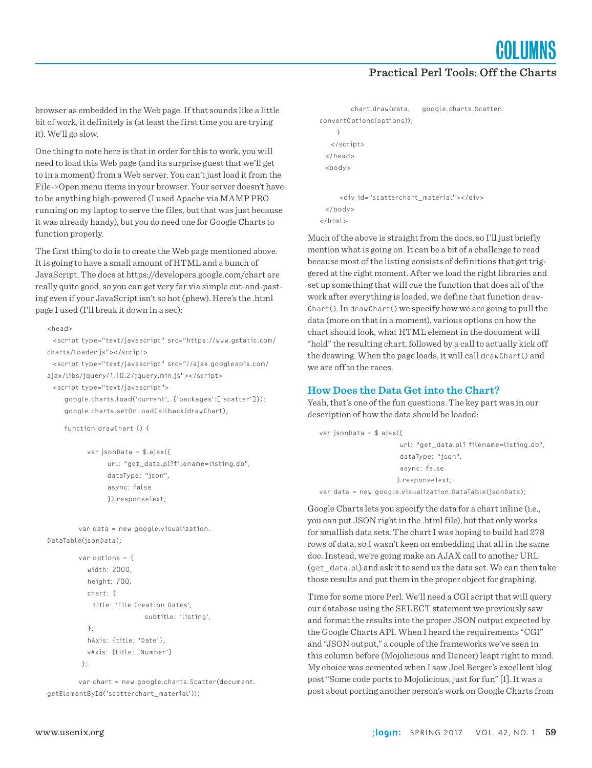browser as embedded in the Web page. If that sounds like a little bit of work, it definitely is (at least the first time you are trying it). We'll go slow.

One thing to note here is that in order for this to work, you will need to load this Web page (and its surprise guest that we'll get to in a moment) from a Web server. You can't just load it from the File->Open menu items in your browser. Your server doesn't have to be anything high-powered (I used Apache via MAMP PRO running on my laptop to serve the files, but that was just because it was already handy), but you do need one for Google Charts to function properly.

The first thing to do is to create the Web page mentioned above. It is going to have a small amount of HTML and a bunch of JavaScript. The docs at https://developers.google.com/chart are really quite good, so you can get very far via simple cut-and-pasting even if your JavaScript isn't so hot (phew). Here's the .html page I used (I'll break it down in a sec):

```
<head>
  <script type="text/javascript" src="https://www.gstatic.com/
charts/loader.js"></script>
  <script type="text/javascript" src="//ajax.googleapis.com/
ajax/libs/jquery/1.10.2/jquery.min.js"></script>
  <script type="text/javascript">
     google.charts.load('current', {'packages':['scatter']});
     google.charts.setOnLoadCallback(drawChart);

     function drawChart () {

          var jsonData = $.ajax({
               url: "get_data.pl?filename=listing.db",
               dataType: "json",
               async: false
               }).responseText;


        var data = new google.visualization.
DataTable(jsonData);

        var options = {
          width: 2000,
          height: 700,
          chart: {
            title: 'File Creation Dates',
                        subtitle: 'listing',
          },
          hAxis: {title: 'Date'},
          vAxis: {title: 'Number'}
         };

        var chart = new google.charts.Scatter(document.
getElementById('scatterchart_material'));

        chart.draw(data,    google.charts.Scatter.
convertOptions(options));
     }
   </script>
  </head>
  <body>


     <div id="scatterchart_material"></div>
  </body>
</html>
```

Much of the above is straight from the docs, so I'll just briefly mention what is going on. It can be a bit of a challenge to read because most of the listing consists of definitions that get triggered at the right moment. After we load the right libraries and set up something that will cue the function that does all of the work after everything is loaded, we define that function `drawChart()`. In `drawChart()` we specify how we are going to pull the data (more on that in a moment), various options on how the chart should look, what HTML element in the document will "hold" the resulting chart, followed by a call to actually kick off the drawing. When the page loads, it will call `drawChart()` and we are off to the races.

## How Does the Data Get into the Chart?

Yeah, that's one of the fun questions. The key part was in our description of how the data should be loaded:

```
var jsonData = $.ajax({
                    url: "get_data.pl? filename=listing.db",
                    dataType: "json",
                    async: false
                   ).responseText;
var data = new google.visualization.DataTable(jsonData);
```

Google Charts lets you specify the data for a chart inline (i.e., you can put JSON right in the .html file), but that only works for smallish data sets. The chart I was hoping to build had 278 rows of data, so I wasn't keen on embedding that all in the same doc. Instead, we're going make an AJAX call to another URL (`get_data.pl`) and ask it to send us the data set. We can then take those results and put them in the proper object for graphing.

Time for some more Perl. We'll need a CGI script that will query our database using the SELECT statement we previously saw and format the results into the proper JSON output expected by the Google Charts API. When I heard the requirements "CGI" and "JSON output," a couple of the frameworks we've seen in this column before (Mojolicious and Dancer) leapt right to mind. My choice was cemented when I saw Joel Berger's excellent blog post "Some code ports to Mojolicious, just for fun" [1]. It was a post about porting another person's work on Google Charts from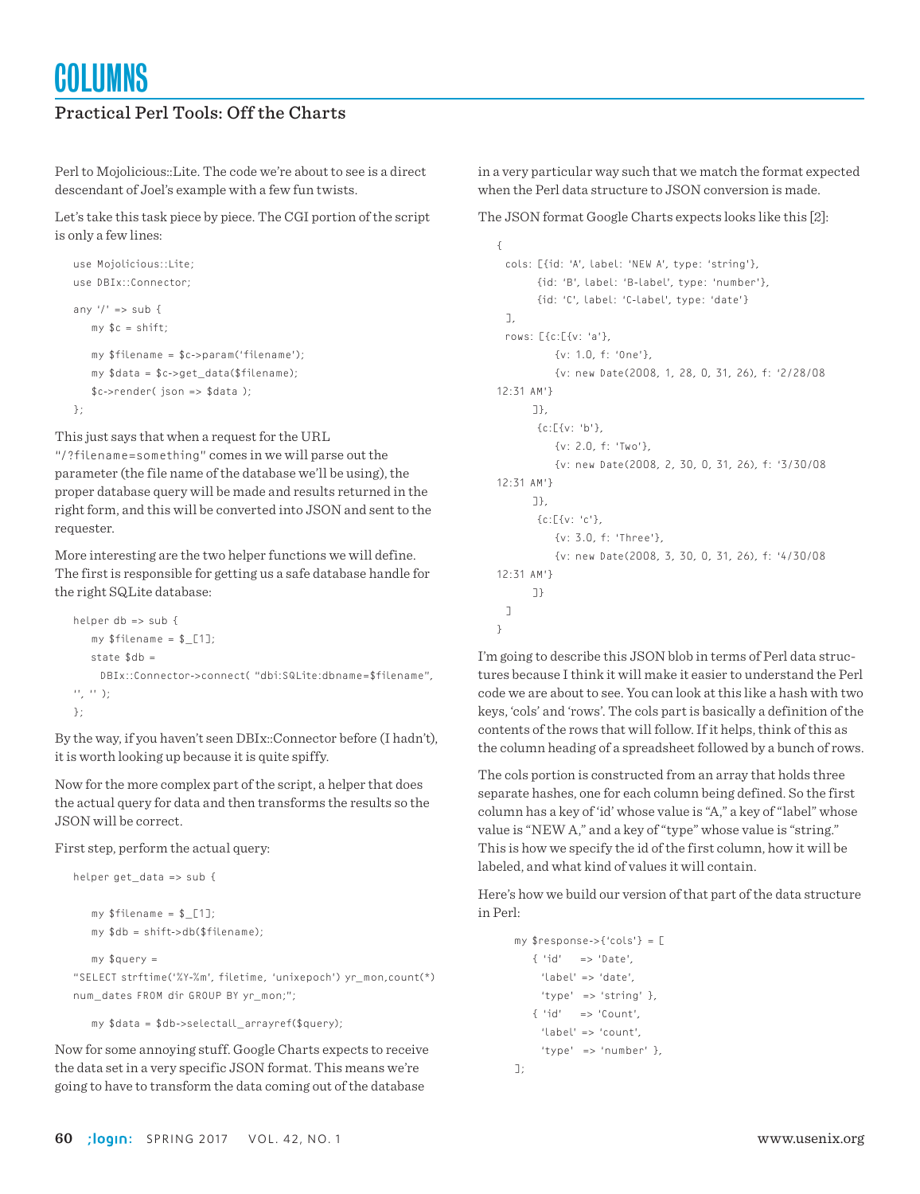Perl to Mojolicious::Lite. The code we're about to see is a direct descendant of Joel's example with a few fun twists.

Let's take this task piece by piece. The CGI portion of the script is only a few lines:

```
use Mojolicious::Lite;
use DBIx::Connector;

any '/' => sub {
    my $c = shift;

    my $filename = $c->param('filename');
    my $data = $c->get_data($filename);
    $c->render( json => $data );
};
```

This just says that when a request for the URL "/?filename=something" comes in we will parse out the parameter (the file name of the database we'll be using), the proper database query will be made and results returned in the right form, and this will be converted into JSON and sent to the requester.

More interesting are the two helper functions we will define. The first is responsible for getting us a safe database handle for the right SQLite database:

```
helper db => sub {
    my $filename = $_[1];
    state $db =
      DBIx::Connector->connect( "dbi:SQLite:dbname=$filename",
'', '' );
};
```

By the way, if you haven't seen DBIx::Connector before (I hadn't), it is worth looking up because it is quite spiffy.

Now for the more complex part of the script, a helper that does the actual query for data and then transforms the results so the JSON will be correct.

First step, perform the actual query:

```
helper get_data => sub {

    my $filename = $_[1];
    my $db = shift->db($filename);

    my $query =
"SELECT strftime('%Y-%m', filetime, 'unixepoch') yr_mon,count(*)
num_dates FROM dir GROUP BY yr_mon;";

    my $data = $db->selectall_arrayref($query);
```

Now for some annoying stuff. Google Charts expects to receive the data set in a very specific JSON format. This means we're going to have to transform the data coming out of the database in a very particular way such that we match the format expected when the Perl data structure to JSON conversion is made.

The JSON format Google Charts expects looks like this [2]:

```
{
  cols: [{id: 'A', label: 'NEW A', type: 'string'},
         {id: 'B', label: 'B-label', type: 'number'},
         {id: 'C', label: 'C-label', type: 'date'}
  ],
  rows: [{c:[{v: 'a'},
             {v: 1.0, f: 'One'},
             {v: new Date(2008, 1, 28, 0, 31, 26), f: '2/28/08
12:31 AM'}
        ]},
         {c:[{v: 'b'},
             {v: 2.0, f: 'Two'},
             {v: new Date(2008, 2, 30, 0, 31, 26), f: '3/30/08
12:31 AM'}
        ]},
         {c:[{v: 'c'},
             {v: 3.0, f: 'Three'},
             {v: new Date(2008, 3, 30, 0, 31, 26), f: '4/30/08
12:31 AM'}
        ]}
  ]
}
```

I'm going to describe this JSON blob in terms of Perl data structures because I think it will make it easier to understand the Perl code we are about to see. You can look at this like a hash with two keys, 'cols' and 'rows'. The cols part is basically a definition of the contents of the rows that will follow. If it helps, think of this as the column heading of a spreadsheet followed by a bunch of rows.

The cols portion is constructed from an array that holds three separate hashes, one for each column being defined. So the first column has a key of 'id' whose value is "A," a key of "label" whose value is "NEW A," and a key of "type" whose value is "string." This is how we specify the id of the first column, how it will be labeled, and what kind of values it will contain.

Here's how we build our version of that part of the data structure in Perl:

```
    my $response->{'cols'} = [
        { 'id'    => 'Date',
          'label' => 'date',
          'type'  => 'string' },
        { 'id'    => 'Count',
          'label' => 'count',
          'type'  => 'number' },
    ];
```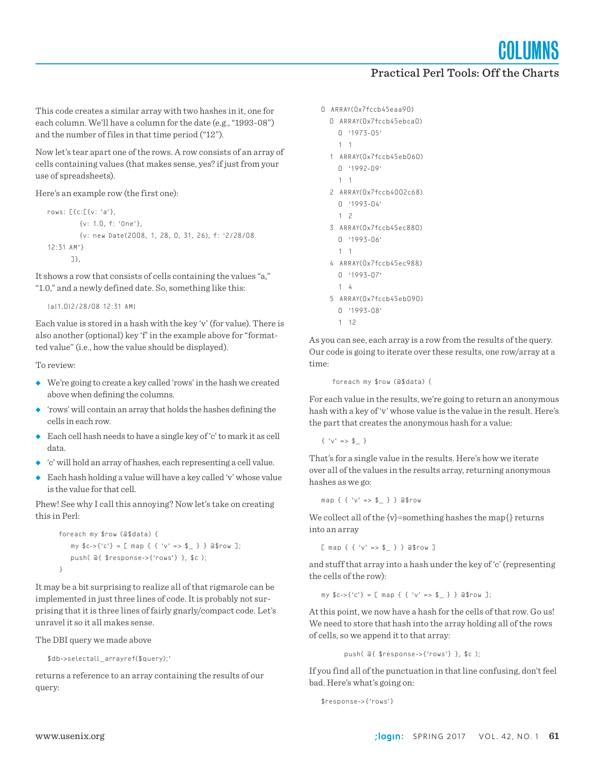This code creates a similar array with two hashes in it, one for each column. We'll have a column for the date (e.g., "1993-08") and the number of files in that time period ("12").

Now let's tear apart one of the rows. A row consists of an array of cells containing values (that makes sense, yes? if just from your use of spreadsheets).

Here's an example row (the first one):

```
rows: [{c:[{v: 'a'},
         {v: 1.0, f: 'One'},
         {v: new Date(2008, 1, 28, 0, 31, 26), f: '2/28/08
12:31 AM'}
       ]},
```

It shows a row that consists of cells containing the values "a," "1.0," and a newly defined date. So, something like this:

```
|a|1.0|2/28/08 12:31 AM|
```

Each value is stored in a hash with the key 'v' (for value). There is also another (optional) key 'f' in the example above for "formatted value" (i.e., how the value should be displayed).

To review:

- We're going to create a key called 'rows' in the hash we created above when defining the columns.
- 'rows' will contain an array that holds the hashes defining the cells in each row.
- Each cell hash needs to have a single key of 'c' to mark it as cell data.
- 'c' will hold an array of hashes, each representing a cell value.
- Each hash holding a value will have a key called 'v' whose value is the value for that cell.

Phew! See why I call this annoying? Now let's take on creating this in Perl:

```
foreach my $row (@$data) {
   my $c->{'c'} = [ map { { 'v' => $_ } } @$row ];
   push( @{ $response->{'rows'} }, $c );
}
```

It may be a bit surprising to realize all of that rigmarole can be implemented in just three lines of code. It is probably not surprising that it is three lines of fairly gnarly/compact code. Let's unravel it so it all makes sense.

The DBI query we made above

```
$db->selectall_arrayref($query);'
```

returns a reference to an array containing the results of our query:

```
0  ARRAY(0x7fccb45eaa90)
   0  ARRAY(0x7fccb45ebca0)
      0  '1973-05'
      1  1
   1  ARRAY(0x7fccb45eb060)
      0  '1992-09'
      1  1
   2  ARRAY(0x7fccb4002c68)
      0  '1993-04'
      1  2
   3  ARRAY(0x7fccb45ec880)
      0  '1993-06'
      1  1
   4  ARRAY(0x7fccb45ec988)
      0  '1993-07'
      1  4
   5  ARRAY(0x7fccb45eb090)
      0  '1993-08'
      1  12
```

As you can see, each array is a row from the results of the query. Our code is going to iterate over these results, one row/array at a time:

```
foreach my $row (@$data) {
```

For each value in the results, we're going to return an anonymous hash with a key of 'v' whose value is the value in the result. Here's the part that creates the anonymous hash for a value:

```
{ 'v' => $_ }
```

That's for a single value in the results. Here's how we iterate over all of the values in the results array, returning anonymous hashes as we go:

```
map { { 'v' => $_ } } @$row
```

We collect all of the {v}=something hashes the map{} returns into an array

```
[ map { { 'v' => $_ } } @$row ]
```

and stuff that array into a hash under the key of 'c' (representing the cells of the row):

```
my $c->{'c'} = [ map { { 'v' => $_ } } @$row ];
```

At this point, we now have a hash for the cells of that row. Go us! We need to store that hash into the array holding all of the rows of cells, so we append it to that array:

```
push( @{ $response->{'rows'} }, $c );
```

If you find all of the punctuation in that line confusing, don't feel bad. Here's what's going on:

```
$response->{'rows'}
```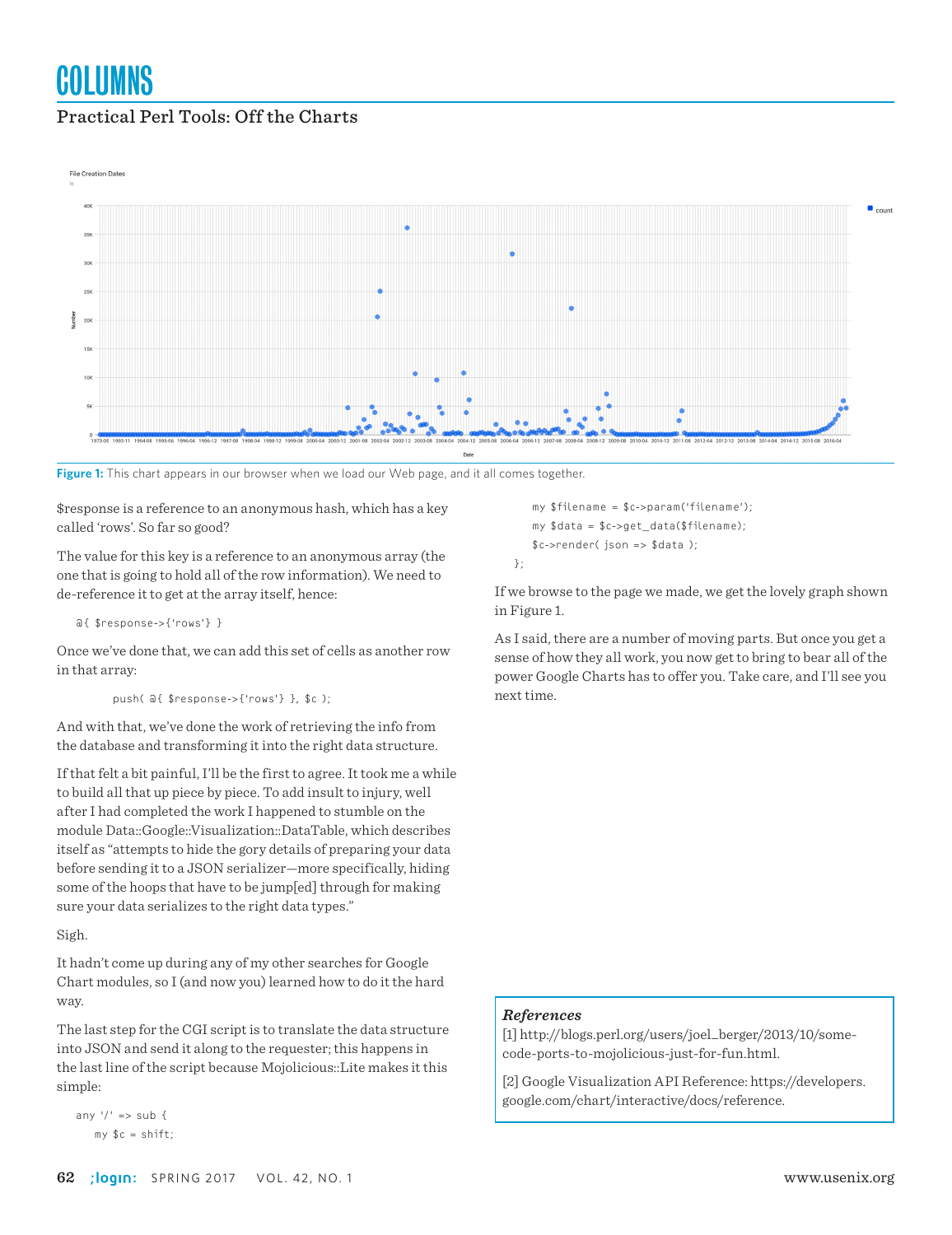File Creation Dates

count

40K
35K
30K
25K
20K
15K
10K
5K
0

Number

1973-05 1993-11 1994-08 1995-06 1996-04 1996-12 1997-08 1998-04 1998-12 1999-08 2000-04 2000-12 2001-08 2002-04 2002-12 2003-08 2004-04 2004-12 2005-08 2006-04 2006-12 2007-08 2008-04 2008-12 2009-08 2010-04 2010-12 2011-08 2012-04 2012-12 2013-08 2014-04 2014-12 2015-08 2016-04

Date

**Figure 1:** This chart appears in our browser when we load our Web page, and it all comes together.

$response is a reference to an anonymous hash, which has a key called 'rows'. So far so good?

The value for this key is a reference to an anonymous array (the one that is going to hold all of the row information). We need to de-reference it to get at the array itself, hence:

```
@{ $response->{'rows'} }
```

Once we've done that, we can add this set of cells as another row in that array:

```
push( @{ $response->{'rows'} }, $c );
```

And with that, we've done the work of retrieving the info from the database and transforming it into the right data structure.

If that felt a bit painful, I'll be the first to agree. It took me a while to build all that up piece by piece. To add insult to injury, well after I had completed the work I happened to stumble on the module Data::Google::Visualization::DataTable, which describes itself as "attempts to hide the gory details of preparing your data before sending it to a JSON serializer—more specifically, hiding some of the hoops that have to be jump[ed] through for making sure your data serializes to the right data types."

Sigh.

It hadn't come up during any of my other searches for Google Chart modules, so I (and now you) learned how to do it the hard way.

The last step for the CGI script is to translate the data structure into JSON and send it along to the requester; this happens in the last line of the script because Mojolicious::Lite makes it this simple:

```
any '/' => sub {
    my $c = shift;
    my $filename = $c->param('filename');
    my $data = $c->get_data($filename);
    $c->render( json => $data );
};
```

If we browse to the page we made, we get the lovely graph shown in Figure 1.

As I said, there are a number of moving parts. But once you get a sense of how they all work, you now get to bring to bear all of the power Google Charts has to offer you. Take care, and I'll see you next time.

### *References*

[1] http://blogs.perl.org/users/joel_berger/2013/10/some-code-ports-to-mojolicious-just-for-fun.html.

[2] Google Visualization API Reference: https://developers.google.com/chart/interactive/docs/reference.